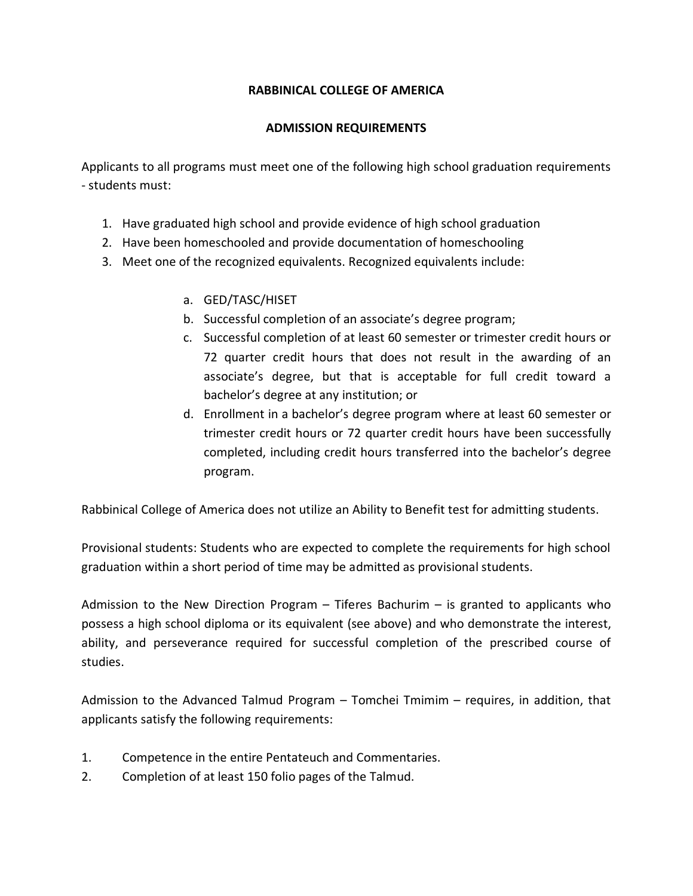# RABBINICAL COLLEGE OF AMERICA

## ADMISSION REQUIREMENTS

Applicants to all programs must meet one of the following high school graduation requirements - students must:

1. Have graduated high school and provide evidence of high school graduation
2. Have been homeschooled and provide documentation of homeschooling
3. Meet one of the recognized equivalents. Recognized equivalents include:

   a. GED/TASC/HISET
   b. Successful completion of an associate's degree program;
   c. Successful completion of at least 60 semester or trimester credit hours or 72 quarter credit hours that does not result in the awarding of an associate's degree, but that is acceptable for full credit toward a bachelor's degree at any institution; or
   d. Enrollment in a bachelor's degree program where at least 60 semester or trimester credit hours or 72 quarter credit hours have been successfully completed, including credit hours transferred into the bachelor's degree program.

Rabbinical College of America does not utilize an Ability to Benefit test for admitting students.

Provisional students: Students who are expected to complete the requirements for high school graduation within a short period of time may be admitted as provisional students.

Admission to the New Direction Program – Tiferes Bachurim – is granted to applicants who possess a high school diploma or its equivalent (see above) and who demonstrate the interest, ability, and perseverance required for successful completion of the prescribed course of studies.

Admission to the Advanced Talmud Program – Tomchei Tmimim – requires, in addition, that applicants satisfy the following requirements:

1. Competence in the entire Pentateuch and Commentaries.
2. Completion of at least 150 folio pages of the Talmud.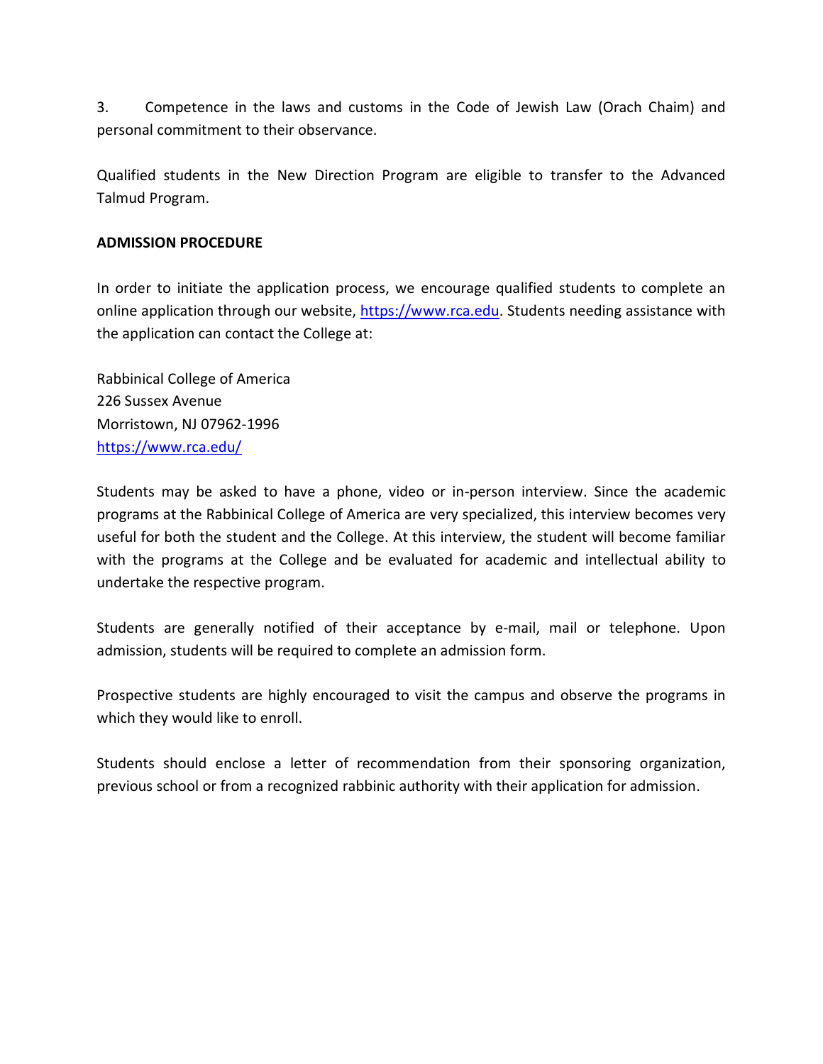3. Competence in the laws and customs in the Code of Jewish Law (Orach Chaim) and personal commitment to their observance.

Qualified students in the New Direction Program are eligible to transfer to the Advanced Talmud Program.

**ADMISSION PROCEDURE**

In order to initiate the application process, we encourage qualified students to complete an online application through our website, https://www.rca.edu. Students needing assistance with the application can contact the College at:

Rabbinical College of America
226 Sussex Avenue
Morristown, NJ 07962-1996
https://www.rca.edu/

Students may be asked to have a phone, video or in-person interview. Since the academic programs at the Rabbinical College of America are very specialized, this interview becomes very useful for both the student and the College. At this interview, the student will become familiar with the programs at the College and be evaluated for academic and intellectual ability to undertake the respective program.

Students are generally notified of their acceptance by e-mail, mail or telephone. Upon admission, students will be required to complete an admission form.

Prospective students are highly encouraged to visit the campus and observe the programs in which they would like to enroll.

Students should enclose a letter of recommendation from their sponsoring organization, previous school or from a recognized rabbinic authority with their application for admission.